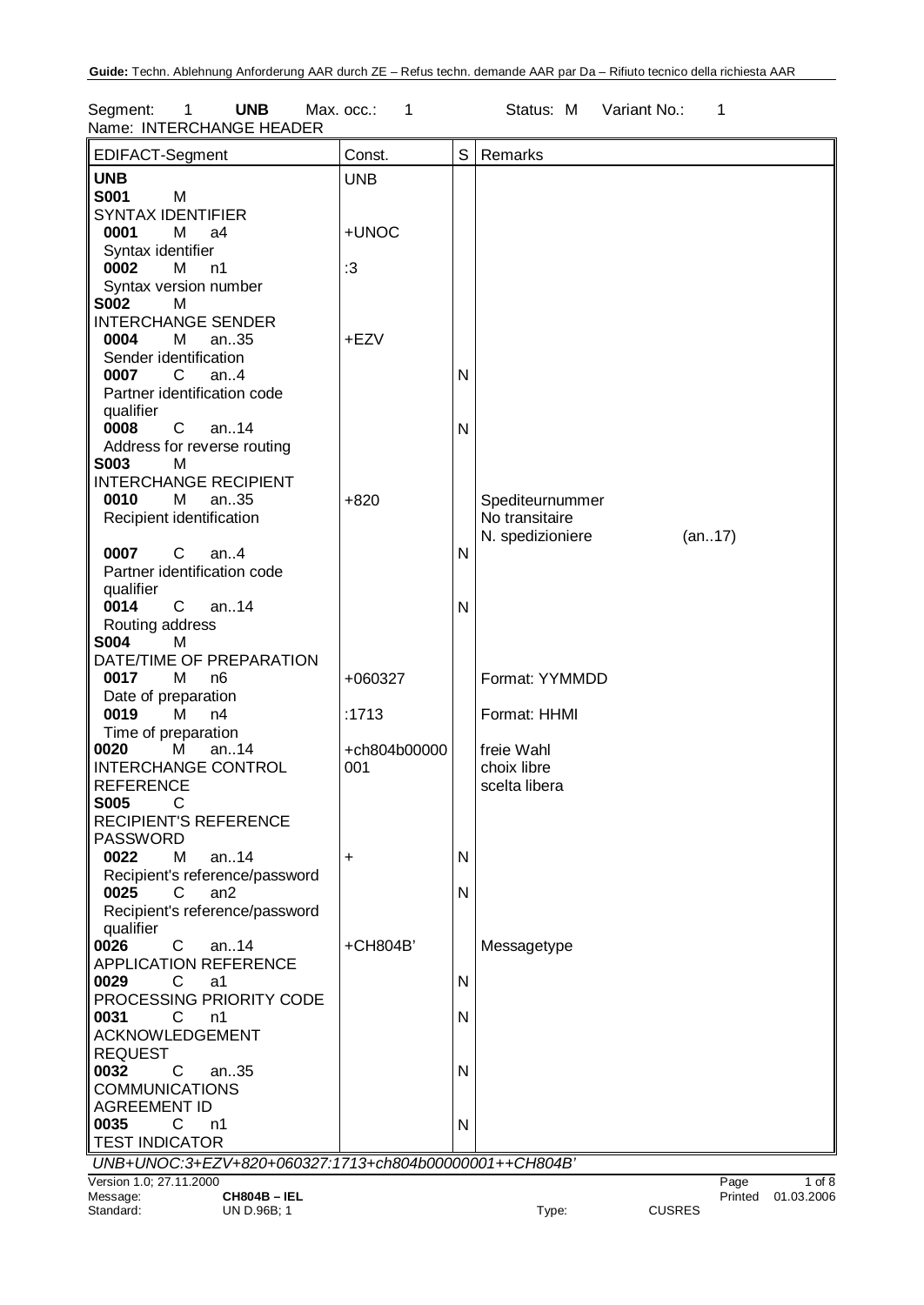Segment: 1 **UNB** Max. occ.: 1 Status: M Variant No.: 1
Name: INTERCHANGE HEADER

| EDIFACT-Segment | Const. | S | Remarks |
|---|---|---|---|
| **UNB** | UNB | | |
| **S001** M SYNTAX IDENTIFIER | | | |
| **0001** M a4 Syntax identifier | +UNOC | | |
| **0002** M n1 Syntax version number | :3 | | |
| **S002** M INTERCHANGE SENDER | | | |
| **0004** M an..35 Sender identification | +EZV | | |
| **0007** C an..4 Partner identification code qualifier | | N | |
| **0008** C an..14 Address for reverse routing | | N | |
| **S003** M INTERCHANGE RECIPIENT | | | |
| **0010** M an..35 Recipient identification | +820 | | Spediteurnummer<br>No transitaire<br>N. spedizioniere (an..17) |
| **0007** C an..4 Partner identification code qualifier | | N | |
| **0014** C an..14 Routing address | | N | |
| **S004** M DATE/TIME OF PREPARATION | | | |
| **0017** M n6 Date of preparation | +060327 | | Format: YYMMDD |
| **0019** M n4 Time of preparation | :1713 | | Format: HHMI |
| **0020** M an..14 INTERCHANGE CONTROL REFERENCE | +ch804b00000001 | | freie Wahl<br>choix libre<br>scelta libera |
| **S005** C RECIPIENT'S REFERENCE PASSWORD | | | |
| **0022** M an..14 Recipient's reference/password | + | N | |
| **0025** C an2 Recipient's reference/password qualifier | | N | |
| **0026** C an..14 APPLICATION REFERENCE | +CH804B' | | Messagetype |
| **0029** C a1 PROCESSING PRIORITY CODE | | N | |
| **0031** C n1 ACKNOWLEDGEMENT REQUEST | | N | |
| **0032** C an..35 COMMUNICATIONS AGREEMENT ID | | N | |
| **0035** C n1 TEST INDICATOR | | N | |

*UNB+UNOC:3+EZV+820+060327:1713+ch804b00000001++CH804B'*

Version 1.0; 27.11.2000
Message: **CH804B – IEL**
Standard: UN D.96B; 1 Type: CUSRES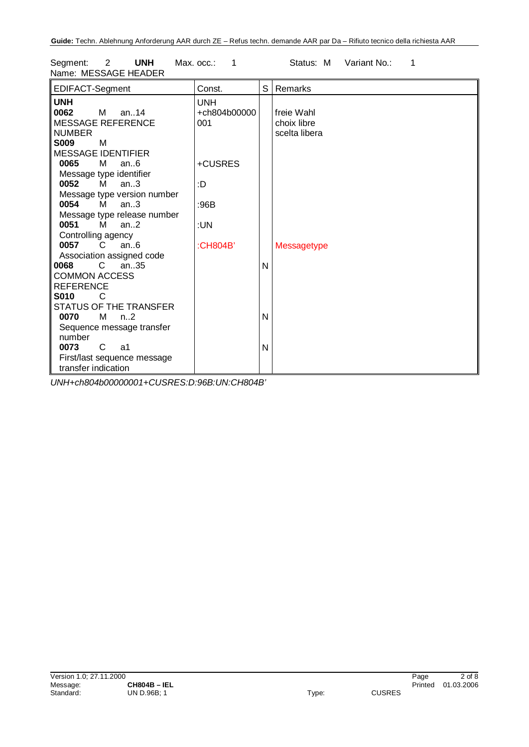Segment: 2 **UNH** Max. occ.: 1 Status: M Variant No.: 1

Name: MESSAGE HEADER

| EDIFACT-Segment | Const. | S | Remarks |
|---|---|---|---|
| **UNH** | UNH | | |
| **0062** M an..14 MESSAGE REFERENCE NUMBER | +ch804b00000001 | | freie Wahl choix libre scelta libera |
| **S009** M MESSAGE IDENTIFIER | | | |
| **0065** M an..6 Message type identifier | +CUSRES | | |
| **0052** M an..3 Message type version number | :D | | |
| **0054** M an..3 Message type release number | :96B | | |
| **0051** M an..2 Controlling agency | :UN | | |
| **0057** C an..6 Association assigned code | :CH804B' | | Messagetype |
| **0068** C an..35 COMMON ACCESS REFERENCE | | N | |
| **S010** C STATUS OF THE TRANSFER | | | |
| **0070** M n..2 Sequence message transfer number | | N | |
| **0073** C a1 First/last sequence message transfer indication | | N | |

*UNH+ch804b00000001+CUSRES:D:96B:UN:CH804B'*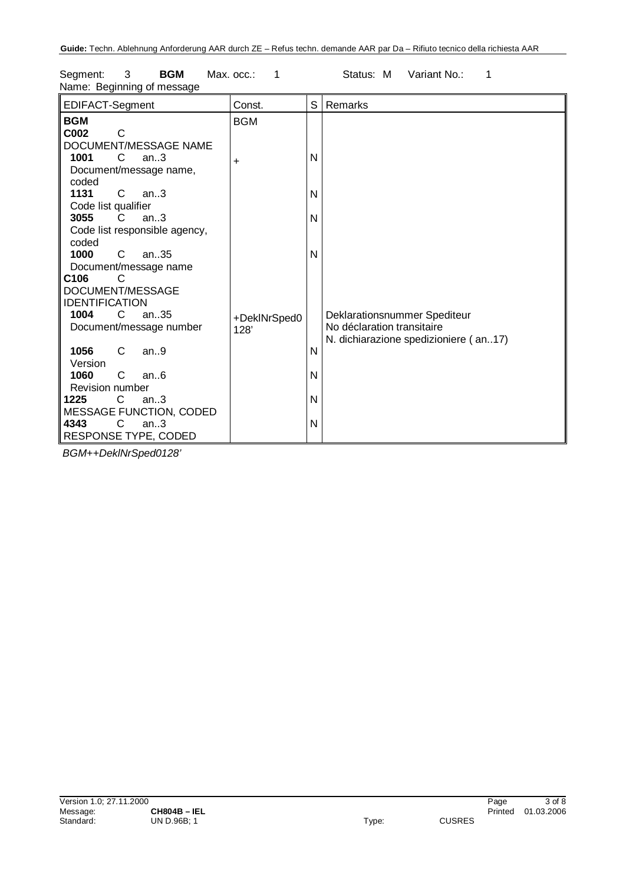Segment: 3 **BGM** Max. occ.: 1 Status: M Variant No.: 1
Name: Beginning of message

| EDIFACT-Segment | Const. | S | Remarks |
|---|---|---|---|
| **BGM** | BGM | | |
| **C002** C DOCUMENT/MESSAGE NAME | | | |
| **1001** C an..3 Document/message name, coded | + | N | |
| **1131** C an..3 Code list qualifier | | N | |
| **3055** C an..3 Code list responsible agency, coded | | N | |
| **1000** C an..35 Document/message name | | N | |
| **C106** C DOCUMENT/MESSAGE IDENTIFICATION | | | |
| **1004** C an..35 Document/message number | +DeklNrSped0128' | | Deklarationsnummer Spediteur<br>No déclaration transitaire<br>N. dichiarazione spedizioniere ( an..17) |
| **1056** C an..9 Version | | N | |
| **1060** C an..6 Revision number | | N | |
| **1225** C an..3 MESSAGE FUNCTION, CODED | | N | |
| **4343** C an..3 RESPONSE TYPE, CODED | | N | |

*BGM++DeklNrSped0128'*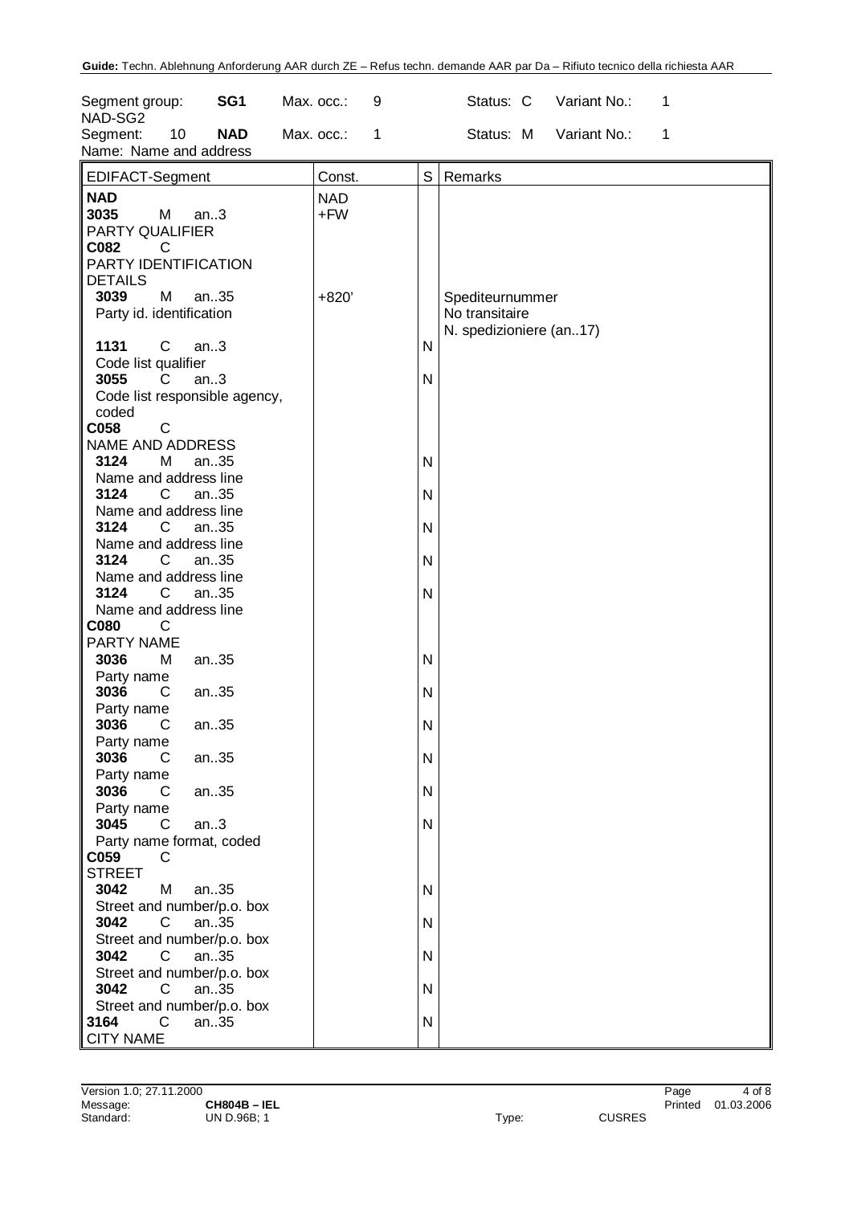| Segment group: | SG1 | Max. occ.: | 9 | Status: C | Variant No.: | 1 |
|---|---|---|---|---|---|---|
| NAD-SG2 | | | | | | |
| Segment: 10 | NAD | Max. occ.: | 1 | Status: M | Variant No.: | 1 |
| Name: Name and address | | | | | | |

| EDIFACT-Segment | Const. | S | Remarks |
|---|---|---|---|
| **NAD** | NAD | | |
| **3035** M an..3 PARTY QUALIFIER | +FW | | |
| **C082** C PARTY IDENTIFICATION DETAILS | | | |
| **3039** M an..35 Party id. identification | +820' | | Spediteurnummer<br>No transitaire<br>N. spedizioniere (an..17) |
| **1131** C an..3 Code list qualifier | | N | |
| **3055** C an..3 Code list responsible agency, coded | | N | |
| **C058** C NAME AND ADDRESS | | | |
| **3124** M an..35 Name and address line | | N | |
| **3124** C an..35 Name and address line | | N | |
| **3124** C an..35 Name and address line | | N | |
| **3124** C an..35 Name and address line | | N | |
| **3124** C an..35 Name and address line | | N | |
| **C080** C PARTY NAME | | | |
| **3036** M an..35 Party name | | N | |
| **3036** C an..35 Party name | | N | |
| **3036** C an..35 Party name | | N | |
| **3036** C an..35 Party name | | N | |
| **3036** C an..35 Party name | | N | |
| **3045** C an..3 Party name format, coded | | N | |
| **C059** C STREET | | | |
| **3042** M an..35 Street and number/p.o. box | | N | |
| **3042** C an..35 Street and number/p.o. box | | N | |
| **3042** C an..35 Street and number/p.o. box | | N | |
| **3042** C an..35 Street and number/p.o. box | | N | |
| **3164** C an..35 CITY NAME | | N | |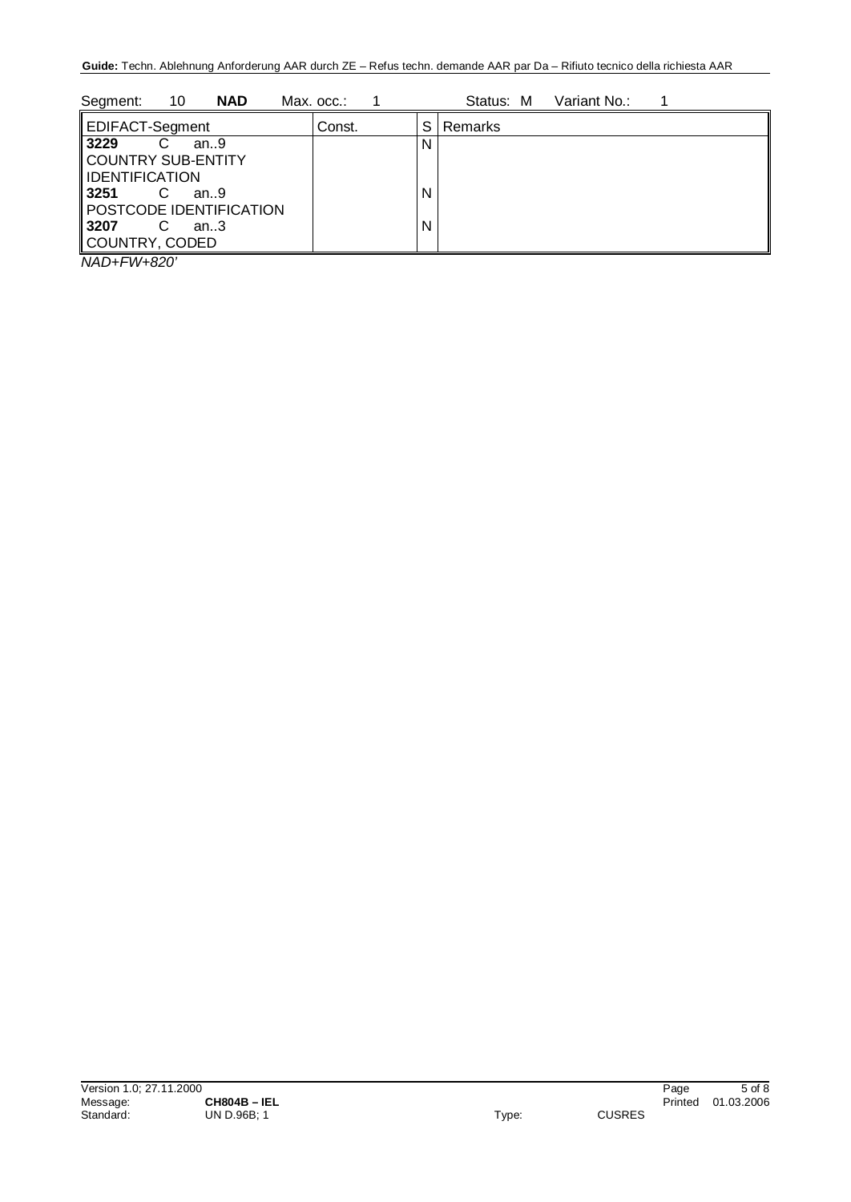Segment: 10 **NAD** Max. occ.: 1 Status: M Variant No.: 1

| EDIFACT-Segment | Const. | S | Remarks |
|---|---|---|---|
| **3229** C an..9<br>COUNTRY SUB-ENTITY IDENTIFICATION | | N | |
| **3251** C an..9<br>POSTCODE IDENTIFICATION | | N | |
| **3207** C an..3<br>COUNTRY, CODED | | N | |

*NAD+FW+820'*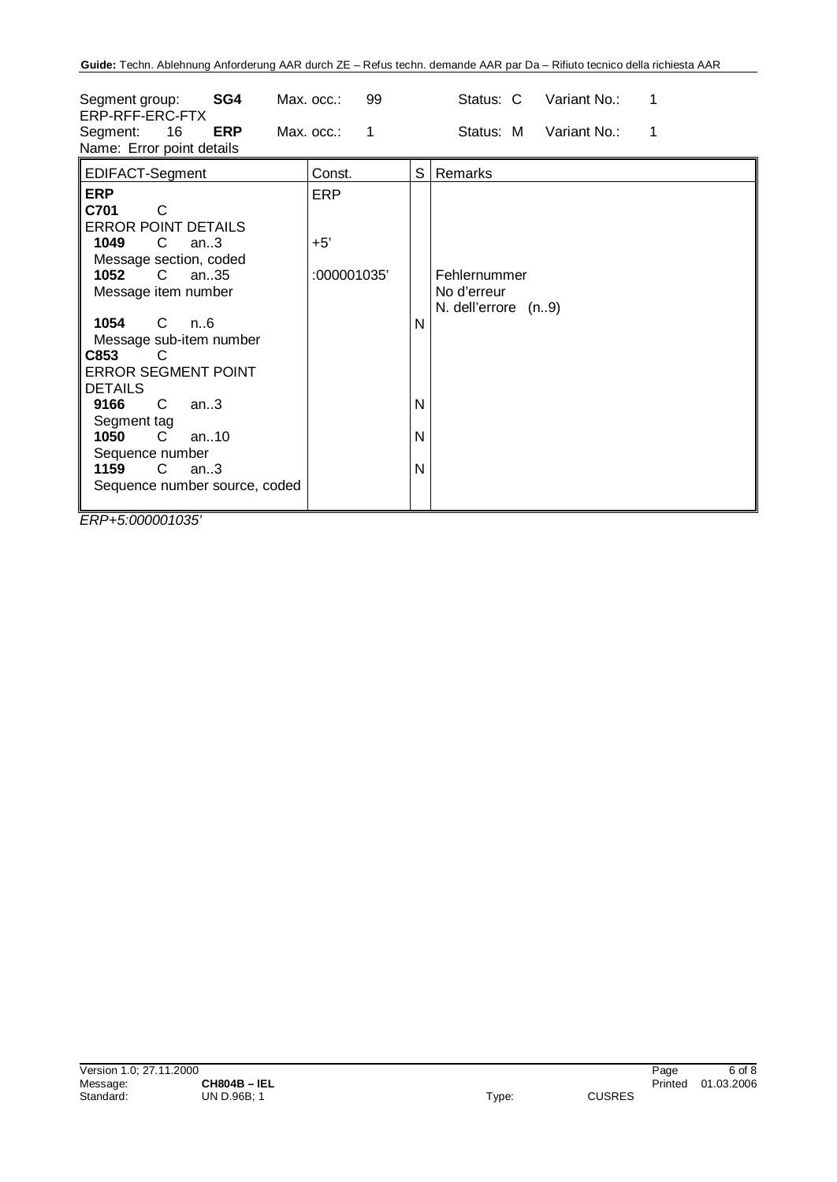| Segment group: | SG4 | Max. occ.: | 99 | Status: C | Variant No.: | 1 |
|---|---|---|---|---|---|---|
| ERP-RFF-ERC-FTX | | | | | | |
| Segment: 16 | ERP | Max. occ.: | 1 | Status: M | Variant No.: | 1 |
| Name: Error point details | | | | | | |

| EDIFACT-Segment | Const. | S | Remarks |
|---|---|---|---|
| **ERP** | ERP | | |
| **C701** C<br>ERROR POINT DETAILS | | | |
| **1049** C an..3<br>Message section, coded | +5' | | |
| **1052** C an..35<br>Message item number | :000001035' | | Fehlernummer<br>No d'erreur<br>N. dell'errore (n..9) |
| **1054** C n..6<br>Message sub-item number | | N | |
| **C853** C<br>ERROR SEGMENT POINT DETAILS | | | |
| **9166** C an..3<br>Segment tag | | N | |
| **1050** C an..10<br>Sequence number | | N | |
| **1159** C an..3<br>Sequence number source, coded | | N | |

*ERP+5:000001035'*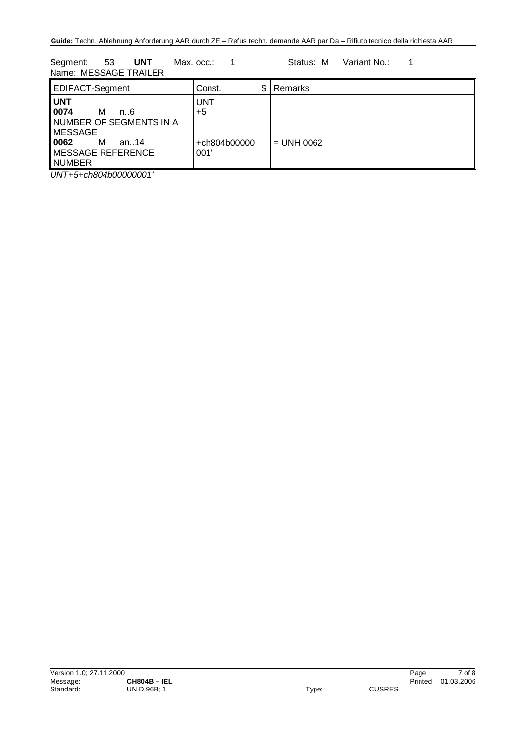Segment: 53 **UNT** Max. occ.: 1 Status: M Variant No.: 1
Name: MESSAGE TRAILER

| EDIFACT-Segment | Const. | S | Remarks |
|---|---|---|---|
| **UNT** | UNT | | |
| **0074** M n..6 NUMBER OF SEGMENTS IN A MESSAGE | +5 | | |
| **0062** M an..14 MESSAGE REFERENCE NUMBER | +ch804b00000001' | | = UNH 0062 |

*UNT+5+ch804b00000001'*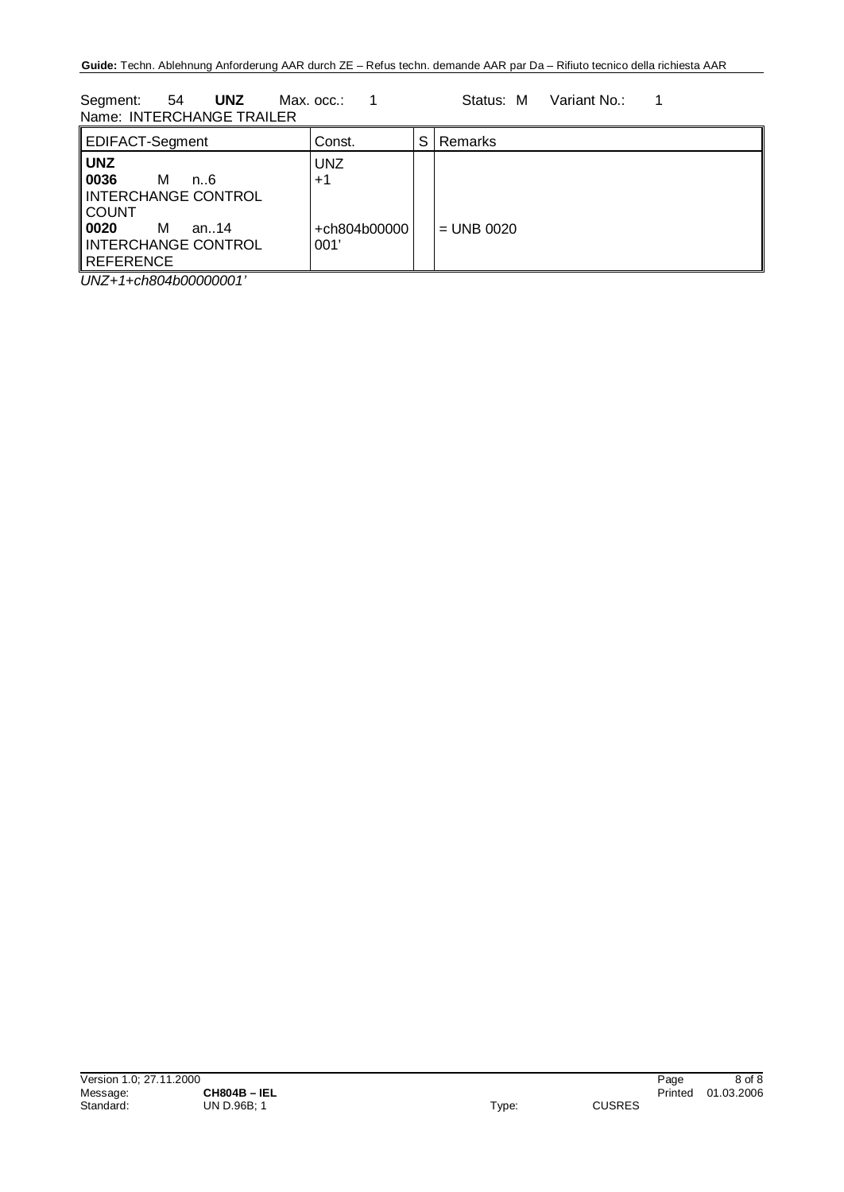Segment: 54 **UNZ** Max. occ.: 1 Status: M Variant No.: 1
Name: INTERCHANGE TRAILER

| EDIFACT-Segment | Const. | S | Remarks |
|---|---|---|---|
| **UNZ** | UNZ | | |
| **0036** M n..6 INTERCHANGE CONTROL COUNT | +1 | | |
| **0020** M an..14 INTERCHANGE CONTROL REFERENCE | +ch804b00000001' | | = UNB 0020 |

*UNZ+1+ch804b00000001'*